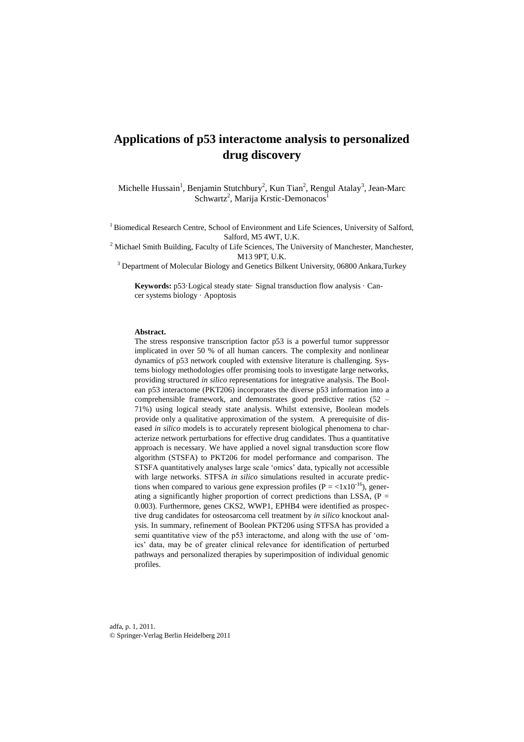# Applications of p53 interactome analysis to personalized drug discovery

Michelle Hussain[1], Benjamin Stutchbury[2], Kun Tian[2], Rengul Atalay[3], Jean-Marc Schwartz[2], Marija Krstic-Demonacos[1]

[1] Biomedical Research Centre, School of Environment and Life Sciences, University of Salford, Salford, M5 4WT, U.K.

[2] Michael Smith Building, Faculty of Life Sciences, The University of Manchester, Manchester, M13 9PT, U.K.

[3] Department of Molecular Biology and Genetics Bilkent University, 06800 Ankara,Turkey

**Keywords:** p53·Logical steady state· Signal transduction flow analysis · Cancer systems biology · Apoptosis

**Abstract.**

The stress responsive transcription factor p53 is a powerful tumor suppressor implicated in over 50 % of all human cancers. The complexity and nonlinear dynamics of p53 network coupled with extensive literature is challenging. Systems biology methodologies offer promising tools to investigate large networks, providing structured *in silico* representations for integrative analysis. The Boolean p53 interactome (PKT206) incorporates the diverse p53 information into a comprehensible framework, and demonstrates good predictive ratios (52 – 71%) using logical steady state analysis. Whilst extensive, Boolean models provide only a qualitative approximation of the system. A prerequisite of diseased *in silico* models is to accurately represent biological phenomena to characterize network perturbations for effective drug candidates. Thus a quantitative approach is necessary. We have applied a novel signal transduction score flow algorithm (STSFA) to PKT206 for model performance and comparison. The STSFA quantitatively analyses large scale 'omics' data, typically not accessible with large networks. STFSA *in silico* simulations resulted in accurate predictions when compared to various gene expression profiles ($P = <1x10^{-16}$), generating a significantly higher proportion of correct predictions than LSSA, ($P = 0.003$). Furthermore, genes CKS2, WWP1, EPHB4 were identified as prospective drug candidates for osteosarcoma cell treatment by *in silico* knockout analysis. In summary, refinement of Boolean PKT206 using STFSA has provided a semi quantitative view of the p53 interactome, and along with the use of 'omics' data, may be of greater clinical relevance for identification of perturbed pathways and personalized therapies by superimposition of individual genomic profiles.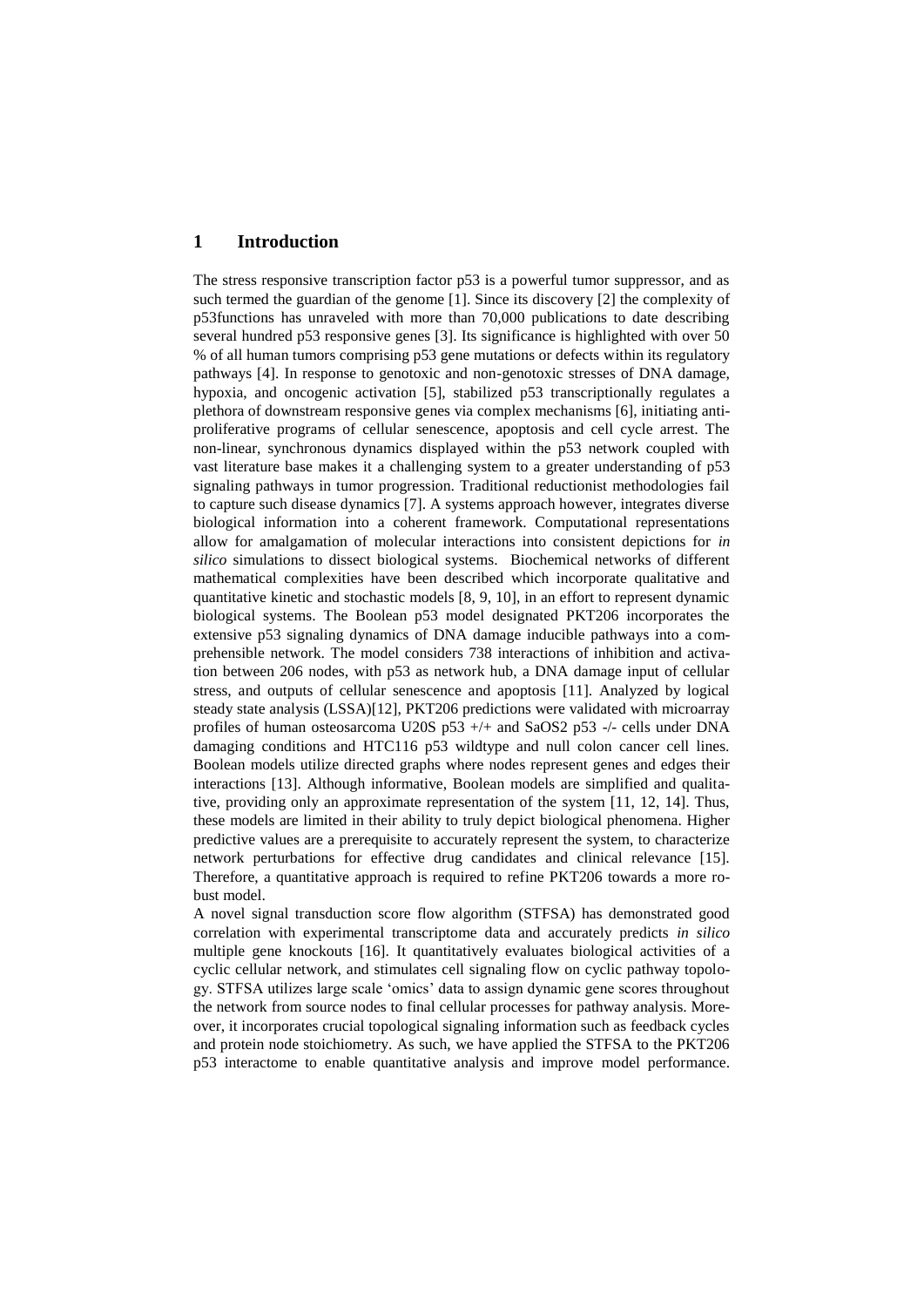## 1 Introduction

The stress responsive transcription factor p53 is a powerful tumor suppressor, and as such termed the guardian of the genome [1]. Since its discovery [2] the complexity of p53functions has unraveled with more than 70,000 publications to date describing several hundred p53 responsive genes [3]. Its significance is highlighted with over 50 % of all human tumors comprising p53 gene mutations or defects within its regulatory pathways [4]. In response to genotoxic and non-genotoxic stresses of DNA damage, hypoxia, and oncogenic activation [5], stabilized p53 transcriptionally regulates a plethora of downstream responsive genes via complex mechanisms [6], initiating anti-proliferative programs of cellular senescence, apoptosis and cell cycle arrest. The non-linear, synchronous dynamics displayed within the p53 network coupled with vast literature base makes it a challenging system to a greater understanding of p53 signaling pathways in tumor progression. Traditional reductionist methodologies fail to capture such disease dynamics [7]. A systems approach however, integrates diverse biological information into a coherent framework. Computational representations allow for amalgamation of molecular interactions into consistent depictions for *in silico* simulations to dissect biological systems. Biochemical networks of different mathematical complexities have been described which incorporate qualitative and quantitative kinetic and stochastic models [8, 9, 10], in an effort to represent dynamic biological systems. The Boolean p53 model designated PKT206 incorporates the extensive p53 signaling dynamics of DNA damage inducible pathways into a comprehensible network. The model considers 738 interactions of inhibition and activation between 206 nodes, with p53 as network hub, a DNA damage input of cellular stress, and outputs of cellular senescence and apoptosis [11]. Analyzed by logical steady state analysis (LSSA)[12], PKT206 predictions were validated with microarray profiles of human osteosarcoma U20S p53 +/+ and SaOS2 p53 -/- cells under DNA damaging conditions and HTC116 p53 wildtype and null colon cancer cell lines. Boolean models utilize directed graphs where nodes represent genes and edges their interactions [13]. Although informative, Boolean models are simplified and qualitative, providing only an approximate representation of the system [11, 12, 14]. Thus, these models are limited in their ability to truly depict biological phenomena. Higher predictive values are a prerequisite to accurately represent the system, to characterize network perturbations for effective drug candidates and clinical relevance [15]. Therefore, a quantitative approach is required to refine PKT206 towards a more robust model.

A novel signal transduction score flow algorithm (STFSA) has demonstrated good correlation with experimental transcriptome data and accurately predicts *in silico* multiple gene knockouts [16]. It quantitatively evaluates biological activities of a cyclic cellular network, and stimulates cell signaling flow on cyclic pathway topology. STFSA utilizes large scale 'omics' data to assign dynamic gene scores throughout the network from source nodes to final cellular processes for pathway analysis. Moreover, it incorporates crucial topological signaling information such as feedback cycles and protein node stoichiometry. As such, we have applied the STFSA to the PKT206 p53 interactome to enable quantitative analysis and improve model performance.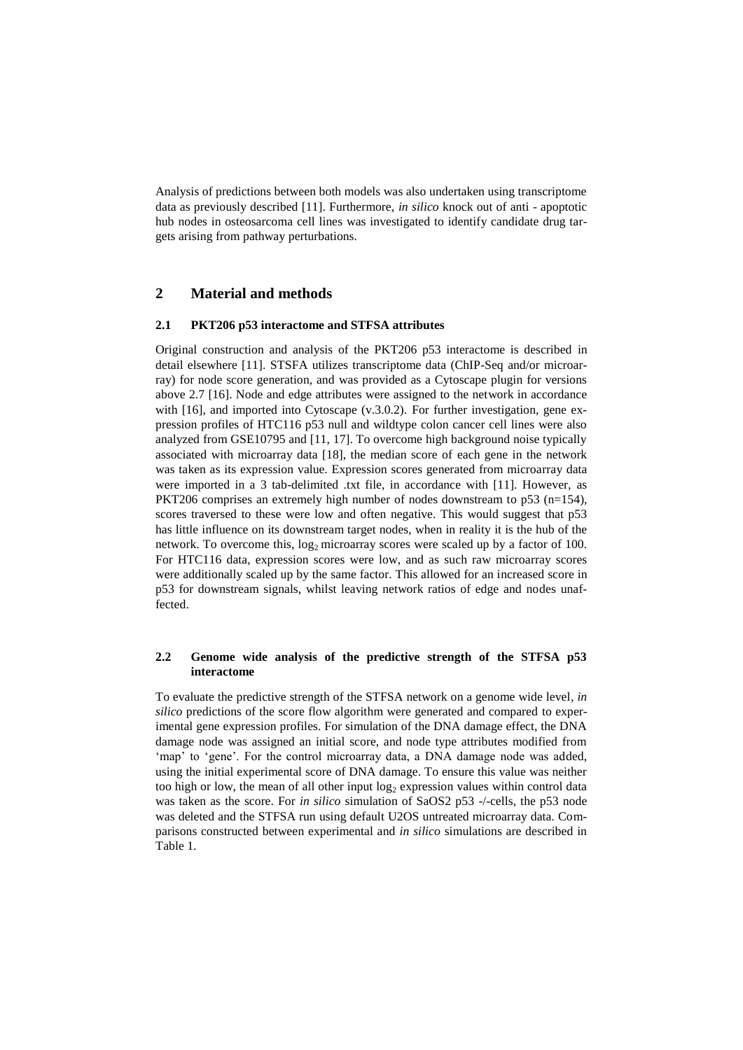Analysis of predictions between both models was also undertaken using transcriptome data as previously described [11]. Furthermore, *in silico* knock out of anti - apoptotic hub nodes in osteosarcoma cell lines was investigated to identify candidate drug targets arising from pathway perturbations.

## 2 Material and methods

### 2.1 PKT206 p53 interactome and STFSA attributes

Original construction and analysis of the PKT206 p53 interactome is described in detail elsewhere [11]. STSFA utilizes transcriptome data (ChIP-Seq and/or microarray) for node score generation, and was provided as a Cytoscape plugin for versions above 2.7 [16]. Node and edge attributes were assigned to the network in accordance with [16], and imported into Cytoscape (v.3.0.2). For further investigation, gene expression profiles of HTC116 p53 null and wildtype colon cancer cell lines were also analyzed from GSE10795 and [11, 17]. To overcome high background noise typically associated with microarray data [18], the median score of each gene in the network was taken as its expression value. Expression scores generated from microarray data were imported in a 3 tab-delimited .txt file, in accordance with [11]. However, as PKT206 comprises an extremely high number of nodes downstream to p53 (n=154), scores traversed to these were low and often negative. This would suggest that p53 has little influence on its downstream target nodes, when in reality it is the hub of the network. To overcome this, $\log_2$ microarray scores were scaled up by a factor of 100. For HTC116 data, expression scores were low, and as such raw microarray scores were additionally scaled up by the same factor. This allowed for an increased score in p53 for downstream signals, whilst leaving network ratios of edge and nodes unaffected.

### 2.2 Genome wide analysis of the predictive strength of the STFSA p53 interactome

To evaluate the predictive strength of the STFSA network on a genome wide level, *in silico* predictions of the score flow algorithm were generated and compared to experimental gene expression profiles. For simulation of the DNA damage effect, the DNA damage node was assigned an initial score, and node type attributes modified from 'map' to 'gene'. For the control microarray data, a DNA damage node was added, using the initial experimental score of DNA damage. To ensure this value was neither too high or low, the mean of all other input $\log_2$ expression values within control data was taken as the score. For *in silico* simulation of SaOS2 p53 -/-cells, the p53 node was deleted and the STFSA run using default U2OS untreated microarray data. Comparisons constructed between experimental and *in silico* simulations are described in Table 1.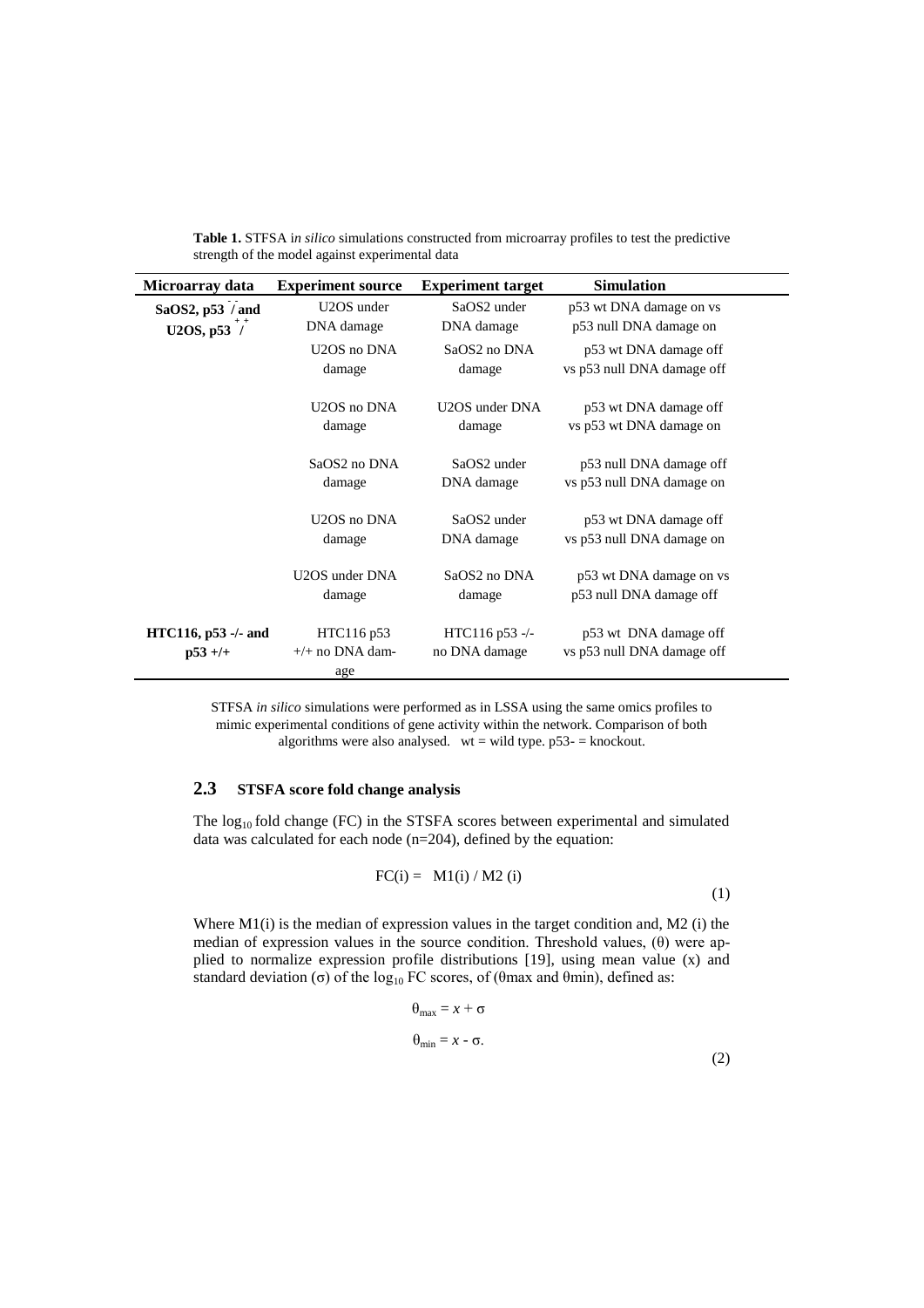**Table 1.** STFSA i*n silico* simulations constructed from microarray profiles to test the predictive strength of the model against experimental data

| Microarray data | Experiment source | Experiment target | Simulation |
|---|---|---|---|
| **SaOS2, p53 $^{-}/^{-}$ and U2OS, p53 $^{+}/^{+}$** | U2OS under DNA damage | SaOS2 under DNA damage | p53 wt DNA damage on vs p53 null DNA damage on |
| | U2OS no DNA damage | SaOS2 no DNA damage | p53 wt DNA damage off vs p53 null DNA damage off |
| | U2OS no DNA damage | U2OS under DNA damage | p53 wt DNA damage off vs p53 wt DNA damage on |
| | SaOS2 no DNA damage | SaOS2 under DNA damage | p53 null DNA damage off vs p53 null DNA damage on |
| | U2OS no DNA damage | SaOS2 under DNA damage | p53 wt DNA damage off vs p53 null DNA damage on |
| | U2OS under DNA damage | SaOS2 no DNA damage | p53 wt DNA damage on vs p53 null DNA damage off |
| **HTC116, p53 -/- and p53 +/+** | HTC116 p53 +/+ no DNA damage | HTC116 p53 -/- no DNA damage | p53 wt DNA damage off vs p53 null DNA damage off |

STFSA *in silico* simulations were performed as in LSSA using the same omics profiles to mimic experimental conditions of gene activity within the network. Comparison of both algorithms were also analysed. wt = wild type. p53- = knockout.

## 2.3 STSFA score fold change analysis

The $\log_{10}$ fold change (FC) in the STSFA scores between experimental and simulated data was calculated for each node (n=204), defined by the equation:

$$FC(i) = M1(i) / M2(i) \tag{1}$$

Where M1(i) is the median of expression values in the target condition and, M2 (i) the median of expression values in the source condition. Threshold values, ($\theta$) were applied to normalize expression profile distributions [19], using mean value (x) and standard deviation ($\sigma$) of the $\log_{10}$ FC scores, of ($\theta$max and $\theta$min), defined as:

$$\theta_{max} = x + \sigma$$

$$\theta_{min} = x - \sigma. \tag{2}$$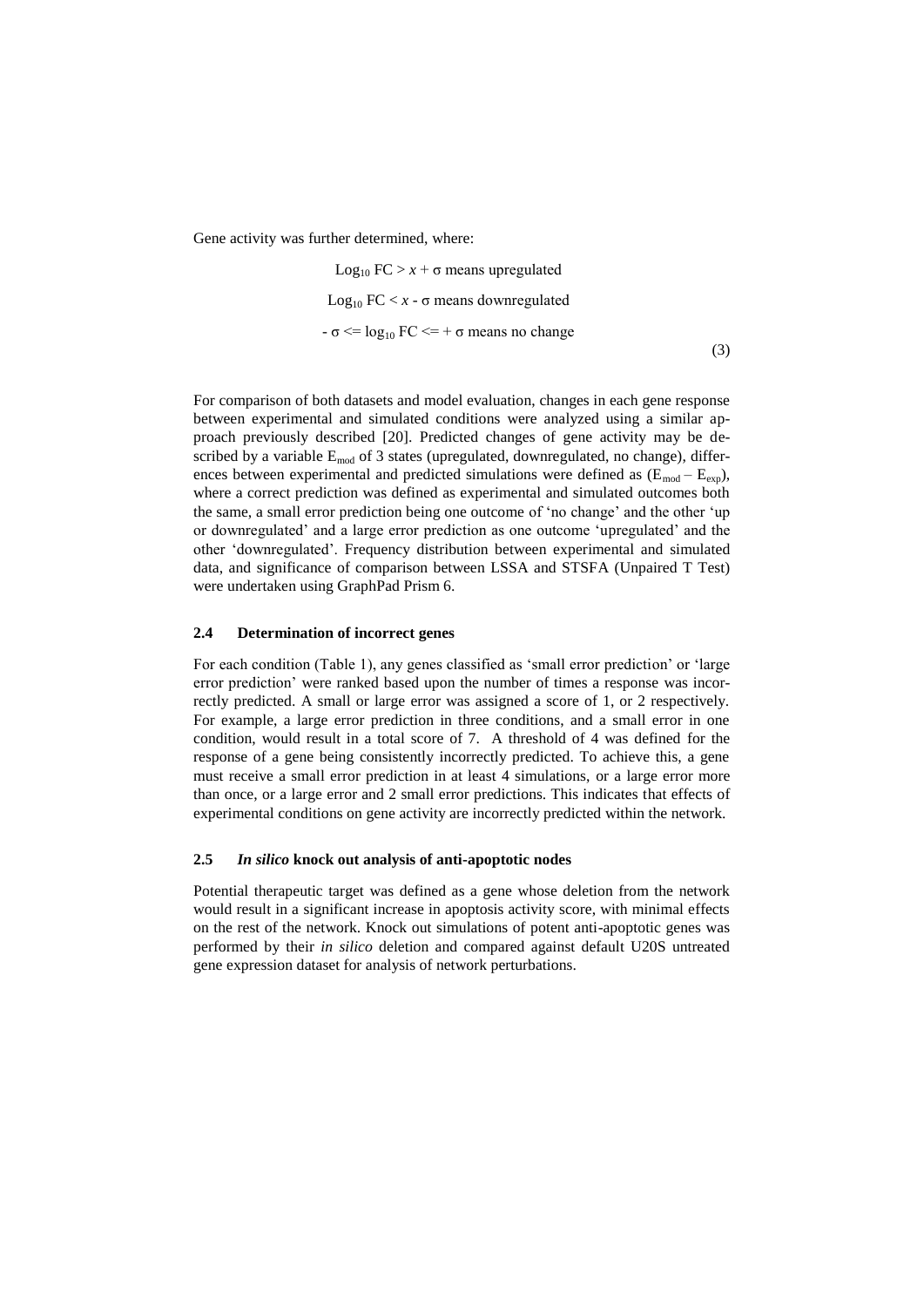Gene activity was further determined, where:

$$
\begin{gathered}
\text{Log}_{10}\ \text{FC} > x + \sigma \text{ means upregulated} \\
\text{Log}_{10}\ \text{FC} < x - \sigma \text{ means downregulated} \\
-\sigma <= \log_{10}\ \text{FC} <= +\sigma \text{ means no change}
\end{gathered}
\tag{3}
$$

For comparison of both datasets and model evaluation, changes in each gene response between experimental and simulated conditions were analyzed using a similar approach previously described [20]. Predicted changes of gene activity may be described by a variable $E_{mod}$ of 3 states (upregulated, downregulated, no change), differences between experimental and predicted simulations were defined as ($E_{mod} – E_{exp}$), where a correct prediction was defined as experimental and simulated outcomes both the same, a small error prediction being one outcome of 'no change' and the other 'up or downregulated' and a large error prediction as one outcome 'upregulated' and the other 'downregulated'. Frequency distribution between experimental and simulated data, and significance of comparison between LSSA and STSFA (Unpaired T Test) were undertaken using GraphPad Prism 6.

### 2.4 Determination of incorrect genes

For each condition (Table 1), any genes classified as 'small error prediction' or 'large error prediction' were ranked based upon the number of times a response was incorrectly predicted. A small or large error was assigned a score of 1, or 2 respectively. For example, a large error prediction in three conditions, and a small error in one condition, would result in a total score of 7. A threshold of 4 was defined for the response of a gene being consistently incorrectly predicted. To achieve this, a gene must receive a small error prediction in at least 4 simulations, or a large error more than once, or a large error and 2 small error predictions. This indicates that effects of experimental conditions on gene activity are incorrectly predicted within the network.

### 2.5 *In silico* knock out analysis of anti-apoptotic nodes

Potential therapeutic target was defined as a gene whose deletion from the network would result in a significant increase in apoptosis activity score, with minimal effects on the rest of the network. Knock out simulations of potent anti-apoptotic genes was performed by their *in silico* deletion and compared against default U20S untreated gene expression dataset for analysis of network perturbations.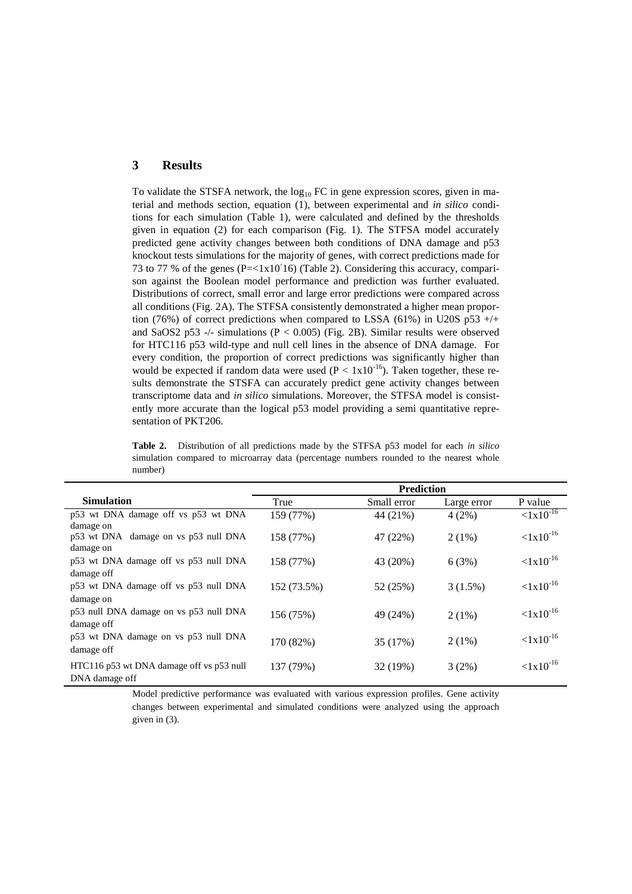## 3 Results

To validate the STSFA network, the $\log_{10}$ FC in gene expression scores, given in material and methods section, equation (1), between experimental and *in silico* conditions for each simulation (Table 1), were calculated and defined by the thresholds given in equation (2) for each comparison (Fig. 1). The STFSA model accurately predicted gene activity changes between both conditions of DNA damage and p53 knockout tests simulations for the majority of genes, with correct predictions made for 73 to 77 % of the genes ($P=<1x10^{-}16$) (Table 2). Considering this accuracy, comparison against the Boolean model performance and prediction was further evaluated. Distributions of correct, small error and large error predictions were compared across all conditions (Fig. 2A). The STFSA consistently demonstrated a higher mean proportion (76%) of correct predictions when compared to LSSA (61%) in U20S p53 +/+ and SaOS2 p53 -/- simulations ($P < 0.005$) (Fig. 2B). Similar results were observed for HTC116 p53 wild-type and null cell lines in the absence of DNA damage. For every condition, the proportion of correct predictions was significantly higher than would be expected if random data were used ($P < 1x10^{-16}$). Taken together, these results demonstrate the STSFA can accurately predict gene activity changes between transcriptome data and *in silico* simulations. Moreover, the STFSA model is consistently more accurate than the logical p53 model providing a semi quantitative representation of PKT206.

**Table 2.** Distribution of all predictions made by the STFSA p53 model for each *in silico* simulation compared to microarray data (percentage numbers rounded to the nearest whole number)

| Simulation | Prediction | | | |
|---|---|---|---|---|
| | True | Small error | Large error | P value |
| p53 wt DNA damage off vs p53 wt DNA damage on | 159 (77%) | 44 (21%) | 4 (2%) | $<1x10^{-16}$ |
| p53 wt DNA damage on vs p53 null DNA damage on | 158 (77%) | 47 (22%) | 2 (1%) | $<1x10^{-16}$ |
| p53 wt DNA damage off vs p53 null DNA damage off | 158 (77%) | 43 (20%) | 6 (3%) | $<1x10^{-16}$ |
| p53 wt DNA damage off vs p53 null DNA damage on | 152 (73.5%) | 52 (25%) | 3 (1.5%) | $<1x10^{-16}$ |
| p53 null DNA damage on vs p53 null DNA damage off | 156 (75%) | 49 (24%) | 2 (1%) | $<1x10^{-16}$ |
| p53 wt DNA damage on vs p53 null DNA damage off | 170 (82%) | 35 (17%) | 2 (1%) | $<1x10^{-16}$ |
| HTC116 p53 wt DNA damage off vs p53 null DNA damage off | 137 (79%) | 32 (19%) | 3 (2%) | $<1x10^{-16}$ |

Model predictive performance was evaluated with various expression profiles. Gene activity changes between experimental and simulated conditions were analyzed using the approach given in (3).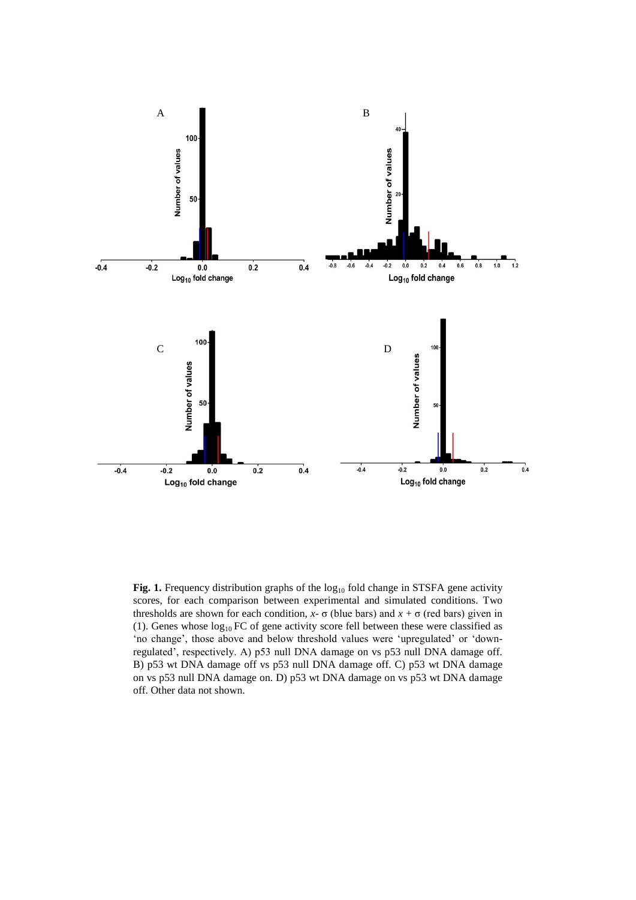**Fig. 1.** Frequency distribution graphs of the $\log_{10}$ fold change in STSFA gene activity scores, for each comparison between experimental and simulated conditions. Two thresholds are shown for each condition, $x$- σ (blue bars) and $x$ + σ (red bars) given in (1). Genes whose $\log_{10}$ FC of gene activity score fell between these were classified as 'no change', those above and below threshold values were 'upregulated' or 'down-regulated', respectively. A) p53 null DNA damage on vs p53 null DNA damage off. B) p53 wt DNA damage off vs p53 null DNA damage off. C) p53 wt DNA damage on vs p53 null DNA damage on. D) p53 wt DNA damage on vs p53 wt DNA damage off. Other data not shown.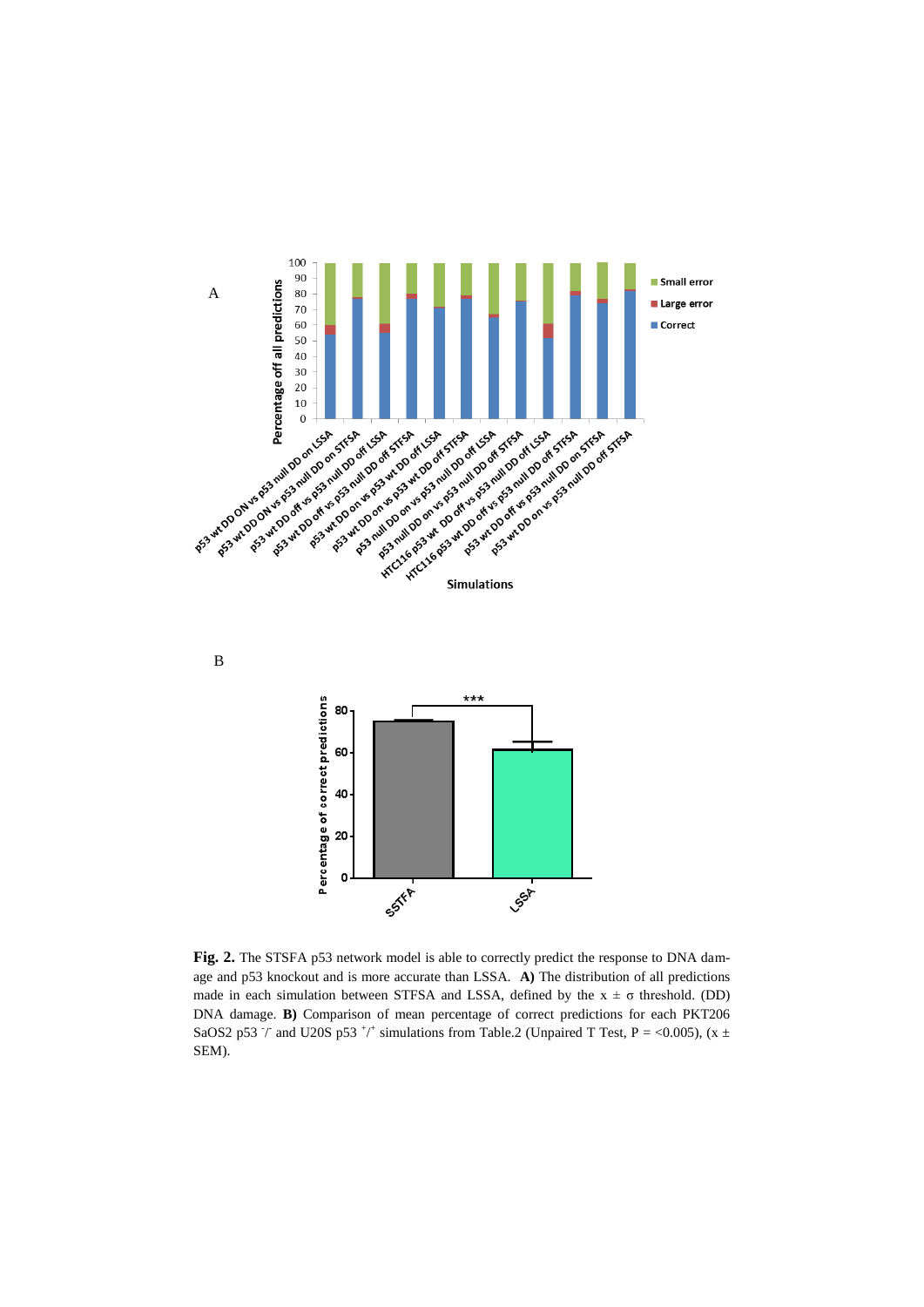**Fig. 2.** The STSFA p53 network model is able to correctly predict the response to DNA damage and p53 knockout and is more accurate than LSSA. **A)** The distribution of all predictions made in each simulation between STFSA and LSSA, defined by the $x \pm \sigma$ threshold. (DD) DNA damage. **B)** Comparison of mean percentage of correct predictions for each PKT206 SaOS2 p53 $^{-}/^{-}$ and U20S p53 $^{+}/^{+}$ simulations from Table.2 (Unpaired T Test, P = <0.005), ($x \pm$ SEM).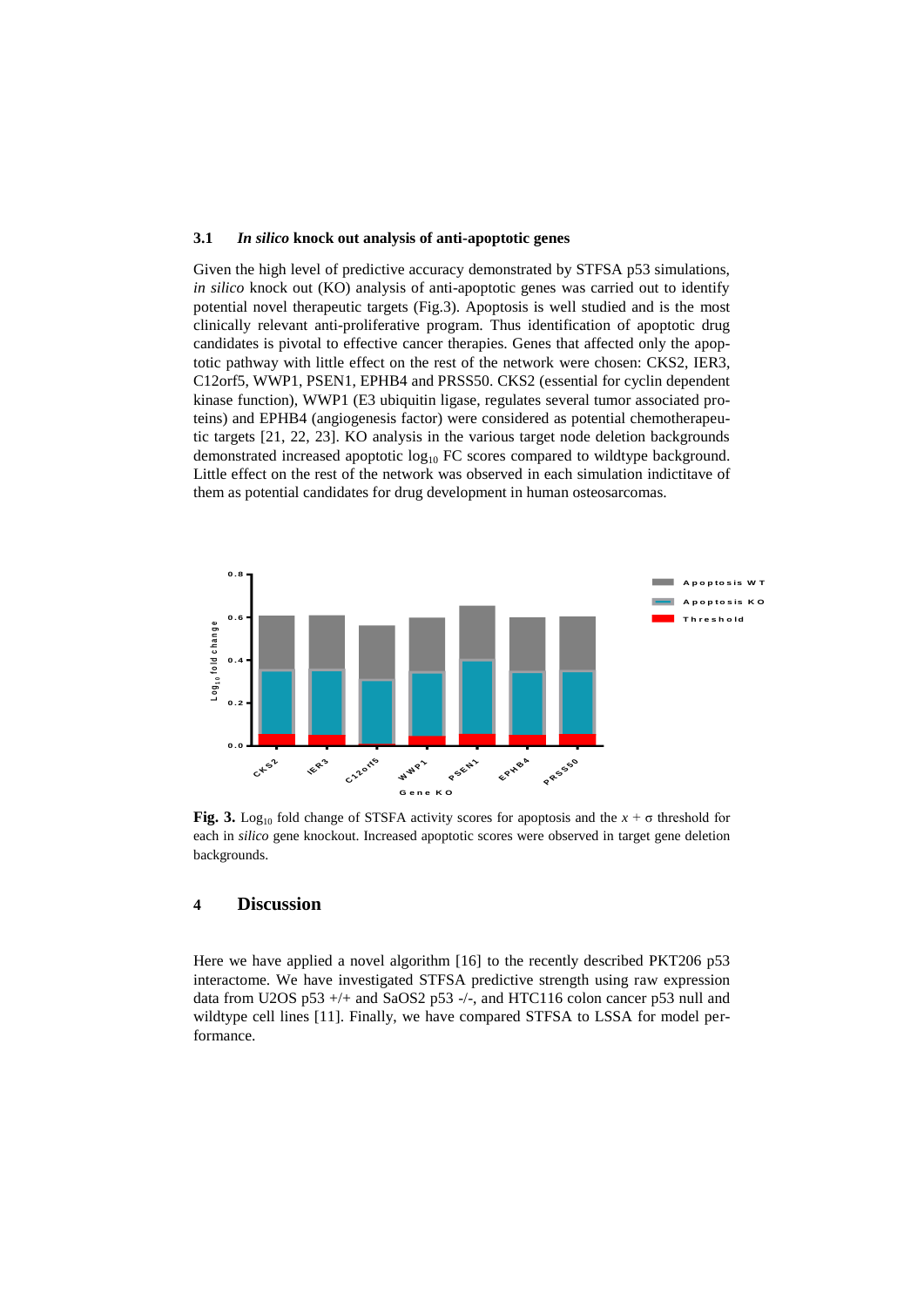### 3.1 *In silico* knock out analysis of anti-apoptotic genes

Given the high level of predictive accuracy demonstrated by STFSA p53 simulations, *in silico* knock out (KO) analysis of anti-apoptotic genes was carried out to identify potential novel therapeutic targets (Fig.3). Apoptosis is well studied and is the most clinically relevant anti-proliferative program. Thus identification of apoptotic drug candidates is pivotal to effective cancer therapies. Genes that affected only the apoptotic pathway with little effect on the rest of the network were chosen: CKS2, IER3, C12orf5, WWP1, PSEN1, EPHB4 and PRSS50. CKS2 (essential for cyclin dependent kinase function), WWP1 (E3 ubiquitin ligase, regulates several tumor associated proteins) and EPHB4 (angiogenesis factor) were considered as potential chemotherapeutic targets [21, 22, 23]. KO analysis in the various target node deletion backgrounds demonstrated increased apoptotic $\log_{10}$ FC scores compared to wildtype background. Little effect on the rest of the network was observed in each simulation indictitave of them as potential candidates for drug development in human osteosarcomas.

**Fig. 3.** $\log_{10}$ fold change of STSFA activity scores for apoptosis and the $x + \sigma$ threshold for each in *silico* gene knockout. Increased apoptotic scores were observed in target gene deletion backgrounds.

## 4 Discussion

Here we have applied a novel algorithm [16] to the recently described PKT206 p53 interactome. We have investigated STFSA predictive strength using raw expression data from U2OS p53 +/+ and SaOS2 p53 -/-, and HTC116 colon cancer p53 null and wildtype cell lines [11]. Finally, we have compared STFSA to LSSA for model performance.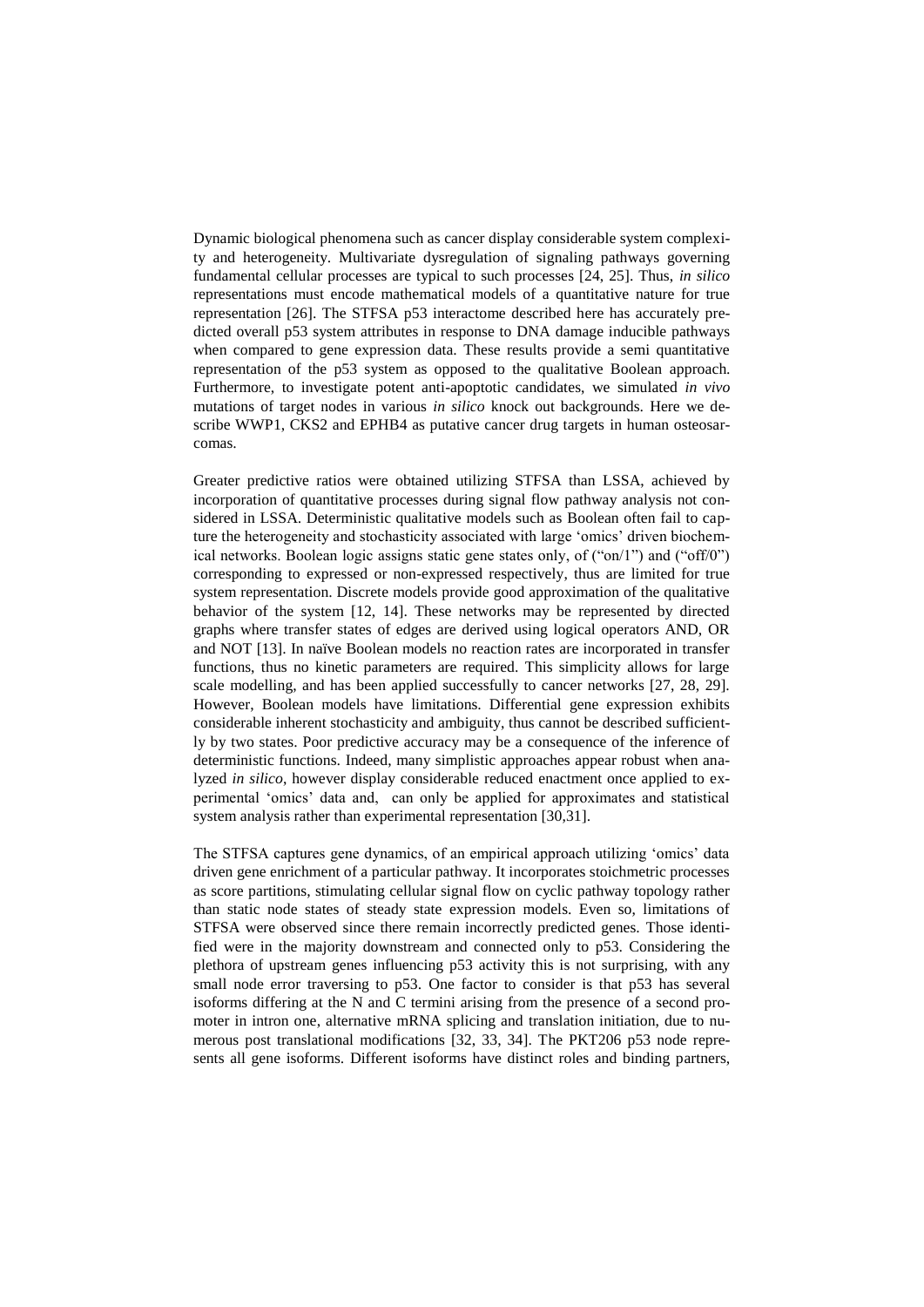Dynamic biological phenomena such as cancer display considerable system complexity and heterogeneity. Multivariate dysregulation of signaling pathways governing fundamental cellular processes are typical to such processes [24, 25]. Thus, *in silico* representations must encode mathematical models of a quantitative nature for true representation [26]. The STFSA p53 interactome described here has accurately predicted overall p53 system attributes in response to DNA damage inducible pathways when compared to gene expression data. These results provide a semi quantitative representation of the p53 system as opposed to the qualitative Boolean approach. Furthermore, to investigate potent anti-apoptotic candidates, we simulated *in vivo* mutations of target nodes in various *in silico* knock out backgrounds. Here we describe WWP1, CKS2 and EPHB4 as putative cancer drug targets in human osteosarcomas.

Greater predictive ratios were obtained utilizing STFSA than LSSA, achieved by incorporation of quantitative processes during signal flow pathway analysis not considered in LSSA. Deterministic qualitative models such as Boolean often fail to capture the heterogeneity and stochasticity associated with large 'omics' driven biochemical networks. Boolean logic assigns static gene states only, of ("on/1") and ("off/0") corresponding to expressed or non-expressed respectively, thus are limited for true system representation. Discrete models provide good approximation of the qualitative behavior of the system [12, 14]. These networks may be represented by directed graphs where transfer states of edges are derived using logical operators AND, OR and NOT [13]. In naïve Boolean models no reaction rates are incorporated in transfer functions, thus no kinetic parameters are required. This simplicity allows for large scale modelling, and has been applied successfully to cancer networks [27, 28, 29]. However, Boolean models have limitations. Differential gene expression exhibits considerable inherent stochasticity and ambiguity, thus cannot be described sufficiently by two states. Poor predictive accuracy may be a consequence of the inference of deterministic functions. Indeed, many simplistic approaches appear robust when analyzed *in silico*, however display considerable reduced enactment once applied to experimental 'omics' data and, can only be applied for approximates and statistical system analysis rather than experimental representation [30,31].

The STFSA captures gene dynamics, of an empirical approach utilizing 'omics' data driven gene enrichment of a particular pathway. It incorporates stoichmetric processes as score partitions, stimulating cellular signal flow on cyclic pathway topology rather than static node states of steady state expression models. Even so, limitations of STFSA were observed since there remain incorrectly predicted genes. Those identified were in the majority downstream and connected only to p53. Considering the plethora of upstream genes influencing p53 activity this is not surprising, with any small node error traversing to p53. One factor to consider is that p53 has several isoforms differing at the N and C termini arising from the presence of a second promoter in intron one, alternative mRNA splicing and translation initiation, due to numerous post translational modifications [32, 33, 34]. The PKT206 p53 node represents all gene isoforms. Different isoforms have distinct roles and binding partners,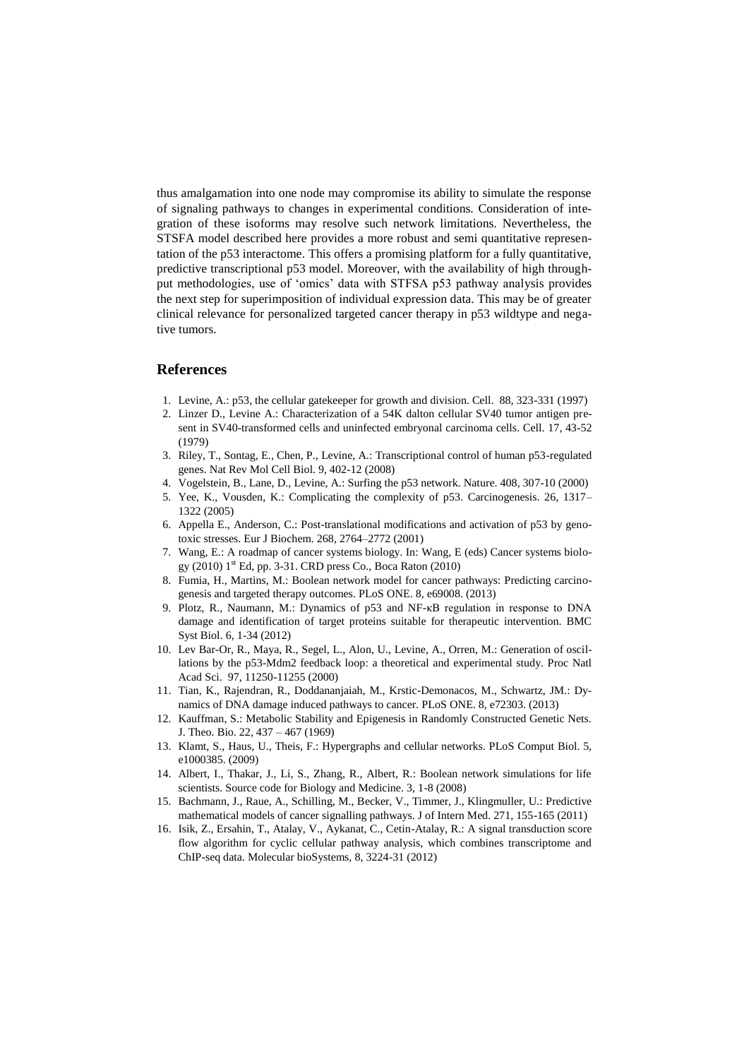thus amalgamation into one node may compromise its ability to simulate the response of signaling pathways to changes in experimental conditions. Consideration of integration of these isoforms may resolve such network limitations. Nevertheless, the STSFA model described here provides a more robust and semi quantitative representation of the p53 interactome. This offers a promising platform for a fully quantitative, predictive transcriptional p53 model. Moreover, with the availability of high throughput methodologies, use of 'omics' data with STFSA p53 pathway analysis provides the next step for superimposition of individual expression data. This may be of greater clinical relevance for personalized targeted cancer therapy in p53 wildtype and negative tumors.

## References

1. Levine, A.: p53, the cellular gatekeeper for growth and division. Cell. 88, 323-331 (1997)
2. Linzer D., Levine A.: Characterization of a 54K dalton cellular SV40 tumor antigen present in SV40-transformed cells and uninfected embryonal carcinoma cells. Cell. 17, 43-52 (1979)
3. Riley, T., Sontag, E., Chen, P., Levine, A.: Transcriptional control of human p53-regulated genes. Nat Rev Mol Cell Biol. 9, 402-12 (2008)
4. Vogelstein, B., Lane, D., Levine, A.: Surfing the p53 network. Nature. 408, 307-10 (2000)
5. Yee, K., Vousden, K.: Complicating the complexity of p53. Carcinogenesis. 26, 1317–1322 (2005)
6. Appella E., Anderson, C.: Post-translational modifications and activation of p53 by genotoxic stresses. Eur J Biochem. 268, 2764–2772 (2001)
7. Wang, E.: A roadmap of cancer systems biology. In: Wang, E (eds) Cancer systems biology (2010) 1st Ed, pp. 3-31. CRD press Co., Boca Raton (2010)
8. Fumia, H., Martins, M.: Boolean network model for cancer pathways: Predicting carcinogenesis and targeted therapy outcomes. PLoS ONE. 8, e69008. (2013)
9. Plotz, R., Naumann, M.: Dynamics of p53 and NF-κB regulation in response to DNA damage and identification of target proteins suitable for therapeutic intervention. BMC Syst Biol. 6, 1-34 (2012)
10. Lev Bar-Or, R., Maya, R., Segel, L., Alon, U., Levine, A., Orren, M.: Generation of oscillations by the p53-Mdm2 feedback loop: a theoretical and experimental study. Proc Natl Acad Sci. 97, 11250-11255 (2000)
11. Tian, K., Rajendran, R., Doddananjaiah, M., Krstic-Demonacos, M., Schwartz, JM.: Dynamics of DNA damage induced pathways to cancer. PLoS ONE. 8, e72303. (2013)
12. Kauffman, S.: Metabolic Stability and Epigenesis in Randomly Constructed Genetic Nets. J. Theo. Bio. 22, 437 – 467 (1969)
13. Klamt, S., Haus, U., Theis, F.: Hypergraphs and cellular networks. PLoS Comput Biol. 5, e1000385. (2009)
14. Albert, I., Thakar, J., Li, S., Zhang, R., Albert, R.: Boolean network simulations for life scientists. Source code for Biology and Medicine. 3, 1-8 (2008)
15. Bachmann, J., Raue, A., Schilling, M., Becker, V., Timmer, J., Klingmuller, U.: Predictive mathematical models of cancer signalling pathways. J of Intern Med. 271, 155-165 (2011)
16. Isik, Z., Ersahin, T., Atalay, V., Aykanat, C., Cetin-Atalay, R.: A signal transduction score flow algorithm for cyclic cellular pathway analysis, which combines transcriptome and ChIP-seq data. Molecular bioSystems, 8, 3224-31 (2012)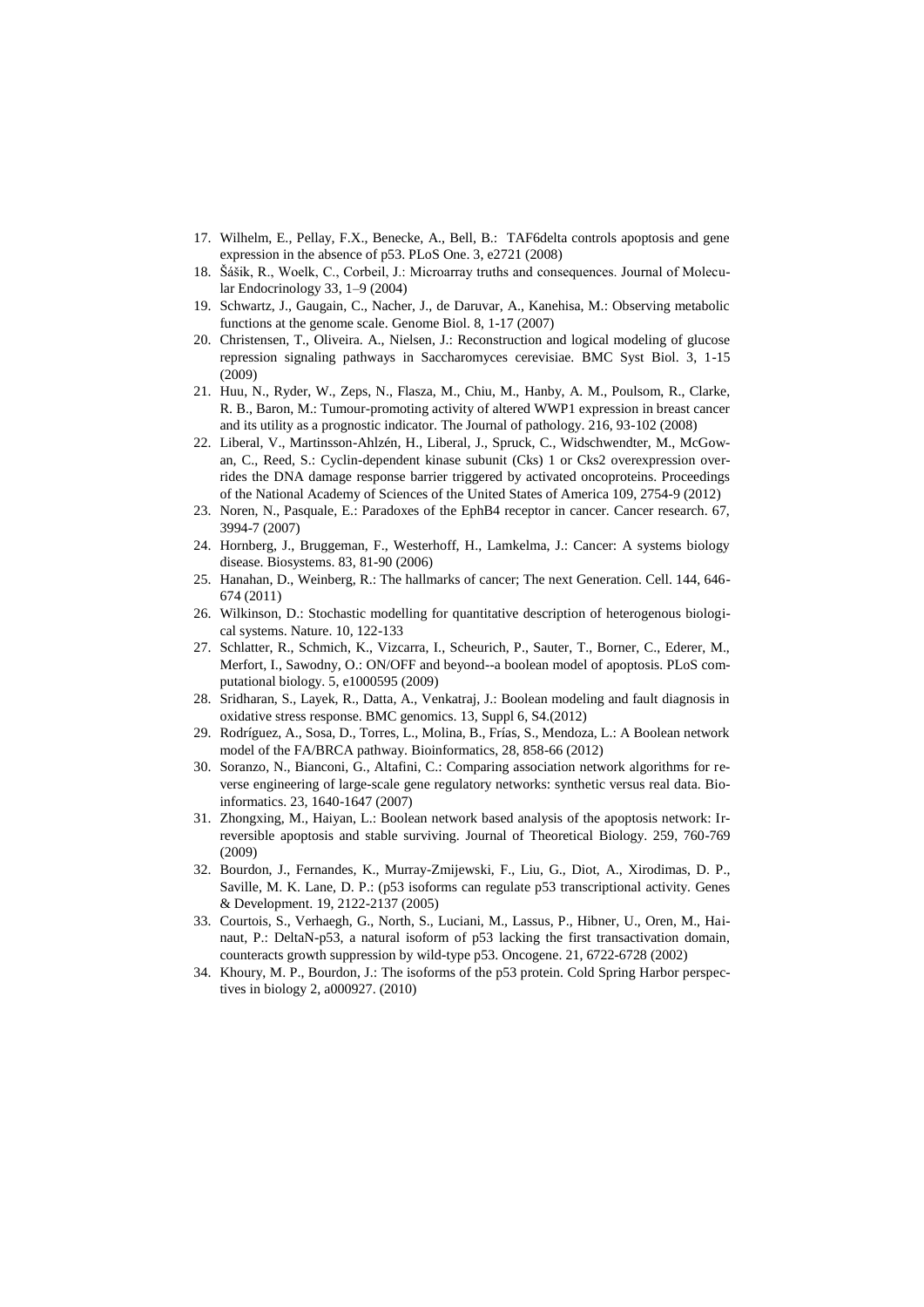17. Wilhelm, E., Pellay, F.X., Benecke, A., Bell, B.: TAF6delta controls apoptosis and gene expression in the absence of p53. PLoS One. 3, e2721 (2008)
18. Šášik, R., Woelk, C., Corbeil, J.: Microarray truths and consequences. Journal of Molecular Endocrinology 33, 1–9 (2004)
19. Schwartz, J., Gaugain, C., Nacher, J., de Daruvar, A., Kanehisa, M.: Observing metabolic functions at the genome scale. Genome Biol. 8, 1-17 (2007)
20. Christensen, T., Oliveira. A., Nielsen, J.: Reconstruction and logical modeling of glucose repression signaling pathways in Saccharomyces cerevisiae. BMC Syst Biol. 3, 1-15 (2009)
21. Huu, N., Ryder, W., Zeps, N., Flasza, M., Chiu, M., Hanby, A. M., Poulsom, R., Clarke, R. B., Baron, M.: Tumour-promoting activity of altered WWP1 expression in breast cancer and its utility as a prognostic indicator. The Journal of pathology. 216, 93-102 (2008)
22. Liberal, V., Martinsson-Ahlzén, H., Liberal, J., Spruck, C., Widschwendter, M., McGowan, C., Reed, S.: Cyclin-dependent kinase subunit (Cks) 1 or Cks2 overexpression overrides the DNA damage response barrier triggered by activated oncoproteins. Proceedings of the National Academy of Sciences of the United States of America 109, 2754-9 (2012)
23. Noren, N., Pasquale, E.: Paradoxes of the EphB4 receptor in cancer. Cancer research. 67, 3994-7 (2007)
24. Hornberg, J., Bruggeman, F., Westerhoff, H., Lamkelma, J.: Cancer: A systems biology disease. Biosystems. 83, 81-90 (2006)
25. Hanahan, D., Weinberg, R.: The hallmarks of cancer; The next Generation. Cell. 144, 646-674 (2011)
26. Wilkinson, D.: Stochastic modelling for quantitative description of heterogenous biological systems. Nature. 10, 122-133
27. Schlatter, R., Schmich, K., Vizcarra, I., Scheurich, P., Sauter, T., Borner, C., Ederer, M., Merfort, I., Sawodny, O.: ON/OFF and beyond--a boolean model of apoptosis. PLoS computational biology. 5, e1000595 (2009)
28. Sridharan, S., Layek, R., Datta, A., Venkatraj, J.: Boolean modeling and fault diagnosis in oxidative stress response. BMC genomics. 13, Suppl 6, S4.(2012)
29. Rodríguez, A., Sosa, D., Torres, L., Molina, B., Frías, S., Mendoza, L.: A Boolean network model of the FA/BRCA pathway. Bioinformatics, 28, 858-66 (2012)
30. Soranzo, N., Bianconi, G., Altafini, C.: Comparing association network algorithms for reverse engineering of large-scale gene regulatory networks: synthetic versus real data. Bioinformatics. 23, 1640-1647 (2007)
31. Zhongxing, M., Haiyan, L.: Boolean network based analysis of the apoptosis network: Irreversible apoptosis and stable surviving. Journal of Theoretical Biology. 259, 760-769 (2009)
32. Bourdon, J., Fernandes, K., Murray-Zmijewski, F., Liu, G., Diot, A., Xirodimas, D. P., Saville, M. K. Lane, D. P.: (p53 isoforms can regulate p53 transcriptional activity. Genes & Development. 19, 2122-2137 (2005)
33. Courtois, S., Verhaegh, G., North, S., Luciani, M., Lassus, P., Hibner, U., Oren, M., Hainaut, P.: DeltaN-p53, a natural isoform of p53 lacking the first transactivation domain, counteracts growth suppression by wild-type p53. Oncogene. 21, 6722-6728 (2002)
34. Khoury, M. P., Bourdon, J.: The isoforms of the p53 protein. Cold Spring Harbor perspectives in biology 2, a000927. (2010)